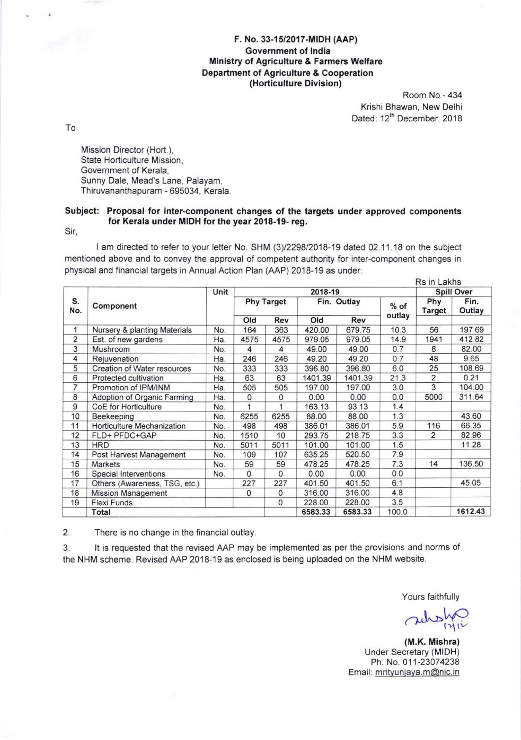**F. No. 33-15/2017-MIDH (AAP)**
**Government of India**
**Ministry of Agriculture & Farmers Welfare**
**Department of Agriculture & Cooperation**
**(Horticulture Division)**

Room No.- 434
Krishi Bhawan, New Delhi
Dated: 12th December, 2018

To

Mission Director (Hort.),
State Horticulture Mission,
Government of Kerala,
Sunny Dale, Mead's Lane, Palayam,
Thiruvananthapuram - 695034, Kerala.

**Subject: Proposal for inter-component changes of the targets under approved components for Kerala under MIDH for the year 2018-19- reg.**

Sir,

I am directed to refer to your letter No. SHM (3)/2298/2018-19 dated 02.11.18 on the subject mentioned above and to convey the approval of competent authority for inter-component changes in physical and financial targets in Annual Action Plan (AAP) 2018-19 as under:

Rs in Lakhs

| S. No. | Component | Unit | 2018-19 | | | | | Spill Over | |
|---|---|---|---|---|---|---|---|---|---|
| | | | Phy Target | | Fin. Outlay | | % of outlay | Phy Target | Fin. Outlay |
| | | | Old | Rev | Old | Rev | | | |
| 1 | Nursery & planting Materials | No. | 164 | 363 | 420.00 | 679.75 | 10.3 | 56 | 197.69 |
| 2 | Est. of new gardens | Ha. | 4575 | 4575 | 979.05 | 979.05 | 14.9 | 1941 | 412.82 |
| 3 | Mushroom | No. | 4 | 4 | 49.00 | 49.00 | 0.7 | 8 | 82.00 |
| 4 | Rejuvenation | Ha. | 246 | 246 | 49.20 | 49.20 | 0.7 | 48 | 9.65 |
| 5 | Creation of Water resources | No. | 333 | 333 | 396.80 | 396.80 | 6.0 | 25 | 108.69 |
| 6 | Protected cultivation | Ha. | 63 | 63 | 1401.39 | 1401.39 | 21.3 | 2 | 0.21 |
| 7 | Promotion of IPM/INM | Ha. | 505 | 505 | 197.00 | 197.00 | 3.0 | 3 | 104.00 |
| 8 | Adoption of Organic Farming | Ha. | 0 | 0 | 0.00 | 0.00 | 0.0 | 5000 | 311.64 |
| 9 | CoE for Horticulture | No. | 1 | 1 | 163.13 | 93.13 | 1.4 | | |
| 10 | Beekeeping | No. | 6255 | 6255 | 88.00 | 88.00 | 1.3 | | 43.60 |
| 11 | Horticulture Mechanization | No. | 498 | 498 | 386.01 | 386.01 | 5.9 | 116 | 66.35 |
| 12 | FLD+ PFDC+GAP | No. | 1510 | 10 | 293.75 | 218.75 | 3.3 | 2 | 82.96 |
| 13 | HRD | No. | 5011 | 5011 | 101.00 | 101.00 | 1.5 | | 11.28 |
| 14 | Post Harvest Management | No. | 109 | 107 | 635.25 | 520.50 | 7.9 | | |
| 15 | Markets | No. | 59 | 59 | 478.25 | 478.25 | 7.3 | 14 | 136.50 |
| 16 | Special Interventions | No. | 0 | 0 | 0.00 | 0.00 | 0.0 | | |
| 17 | Others (Awareness, TSG, etc.) | | 227 | 227 | 401.50 | 401.50 | 6.1 | | 45.05 |
| 18 | Mission Management | | 0 | 0 | 316.00 | 316.00 | 4.8 | | |
| 19 | Flexi Funds | | | 0 | 228.00 | 228.00 | 3.5 | | |
| | **Total** | | | | **6583.33** | **6583.33** | **100.0** | | **1612.43** |

2. There is no change in the financial outlay.

3. It is requested that the revised AAP may be implemented as per the provisions and norms of the NHM scheme. Revised AAP 2018-19 as enclosed is being uploaded on the NHM website.

Yours faithfully

**(M.K. Mishra)**
Under Secretary (MIDH)
Ph. No. 011-23074238
Email: mrityunjaya.m@nic.in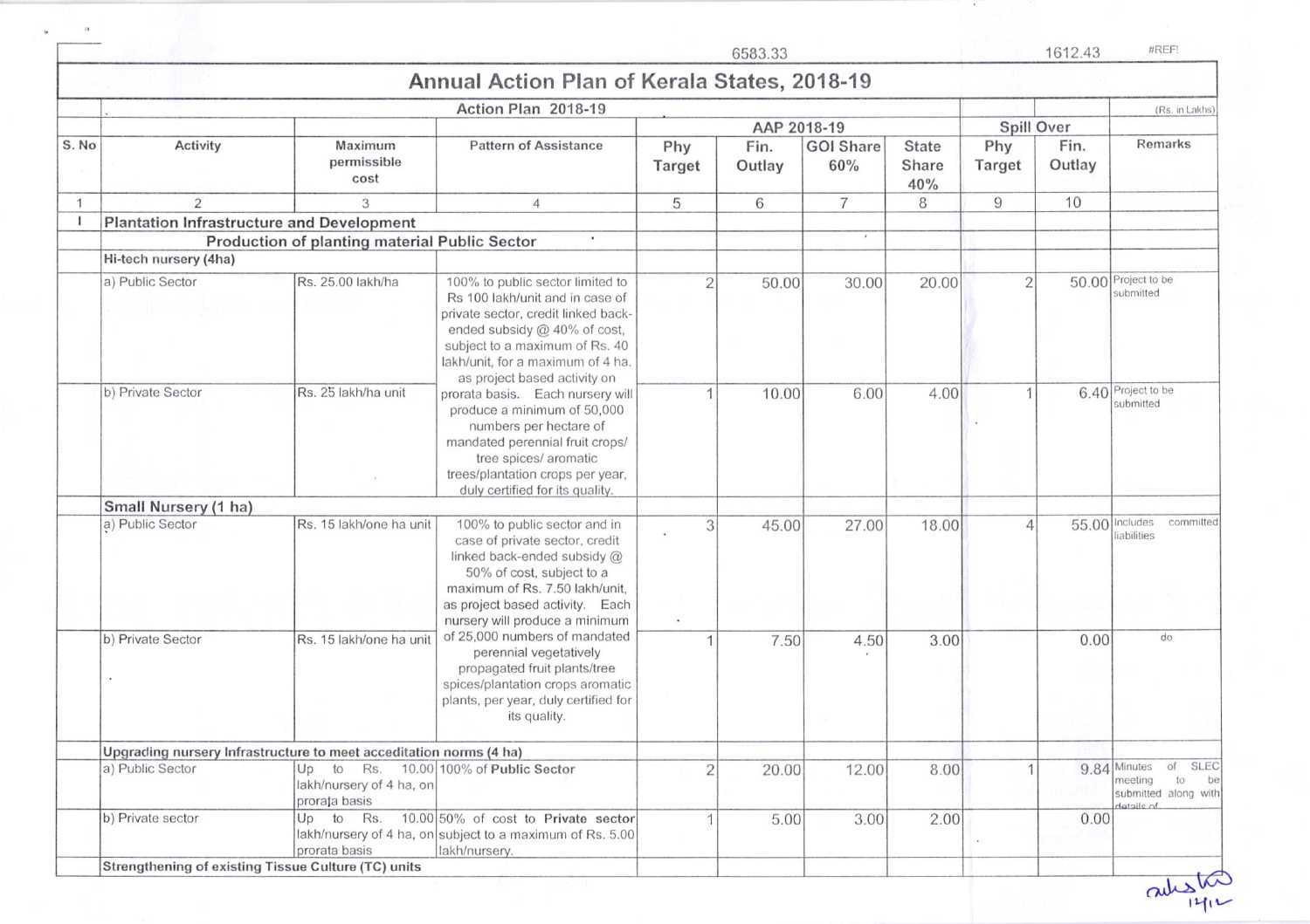6583.33 1612.43 #REF!

# Annual Action Plan of Kerala States, 2018-19

| | Action Plan 2018-19 | | | | | | | | | (Rs. in Lakhs) |
|---|---|---|---|---|---|---|---|---|---|---|
| | | | | AAP 2018-19 | | | | Spill Over | | |
| S. No | Activity | Maximum permissible cost | Pattern of Assistance | Phy Target | Fin. Outlay | GOI Share 60% | State Share 40% | Phy Target | Fin. Outlay | Remarks |
| 1 | 2 | 3 | 4 | 5 | 6 | 7 | 8 | 9 | 10 | |
| I | **Plantation Infrastructure and Development** | | | | | | | | | |
| | **Production of planting material Public Sector** | | | | | | | | | |
| | **Hi-tech nursery (4ha)** | | | | | | | | | |
| | a) Public Sector | Rs. 25.00 lakh/ha | 100% to public sector limited to Rs 100 lakh/unit and in case of private sector, credit linked back-ended subsidy @ 40% of cost, subject to a maximum of Rs. 40 lakh/unit, for a maximum of 4 ha. as project based activity on prorata basis. Each nursery will produce a minimum of 50,000 numbers per hectare of mandated perennial fruit crops/ tree spices/ aromatic trees/plantation crops per year, duly certified for its quality. | 2 | 50.00 | 30.00 | 20.00 | 2 | 50.00 | Project to be submitted |
| | b) Private Sector | Rs. 25 lakh/ha unit | | 1 | 10.00 | 6.00 | 4.00 | 1 | 6.40 | Project to be submitted |
| | **Small Nursery (1 ha)** | | | | | | | | | |
| | a) Public Sector | Rs. 15 lakh/one ha unit | 100% to public sector and in case of private sector, credit linked back-ended subsidy @ 50% of cost, subject to a maximum of Rs. 7.50 lakh/unit, as project based activity. Each nursery will produce a minimum of 25,000 numbers of mandated perennial vegetatively propagated fruit plants/tree spices/plantation crops aromatic plants, per year, duly certified for its quality. | 3 | 45.00 | 27.00 | 18.00 | 4 | 55.00 | Includes committed liabilities |
| | b) Private Sector | Rs. 15 lakh/one ha unit | | 1 | 7.50 | 4.50 | 3.00 | | 0.00 | do |
| | **Upgrading nursery Infrastructure to meet acceditation norms (4 ha)** | | | | | | | | | |
| | a) Public Sector | Up to Rs. 10.00 lakh/nursery of 4 ha, on prorata basis | 100% of **Public Sector** | 2 | 20.00 | 12.00 | 8.00 | 1 | 9.84 | Minutes of SLEC meeting to be submitted along with details of |
| | b) Private sector | Up to Rs. 10.00 lakh/nursery of 4 ha, on prorata basis | 50% of cost to **Private sector** subject to a maximum of Rs. 5.00 lakh/nursery. | 1 | 5.00 | 3.00 | 2.00 | | 0.00 | |
| | **Strengthening of existing Tissue Culture (TC) units** | | | | | | | | | |